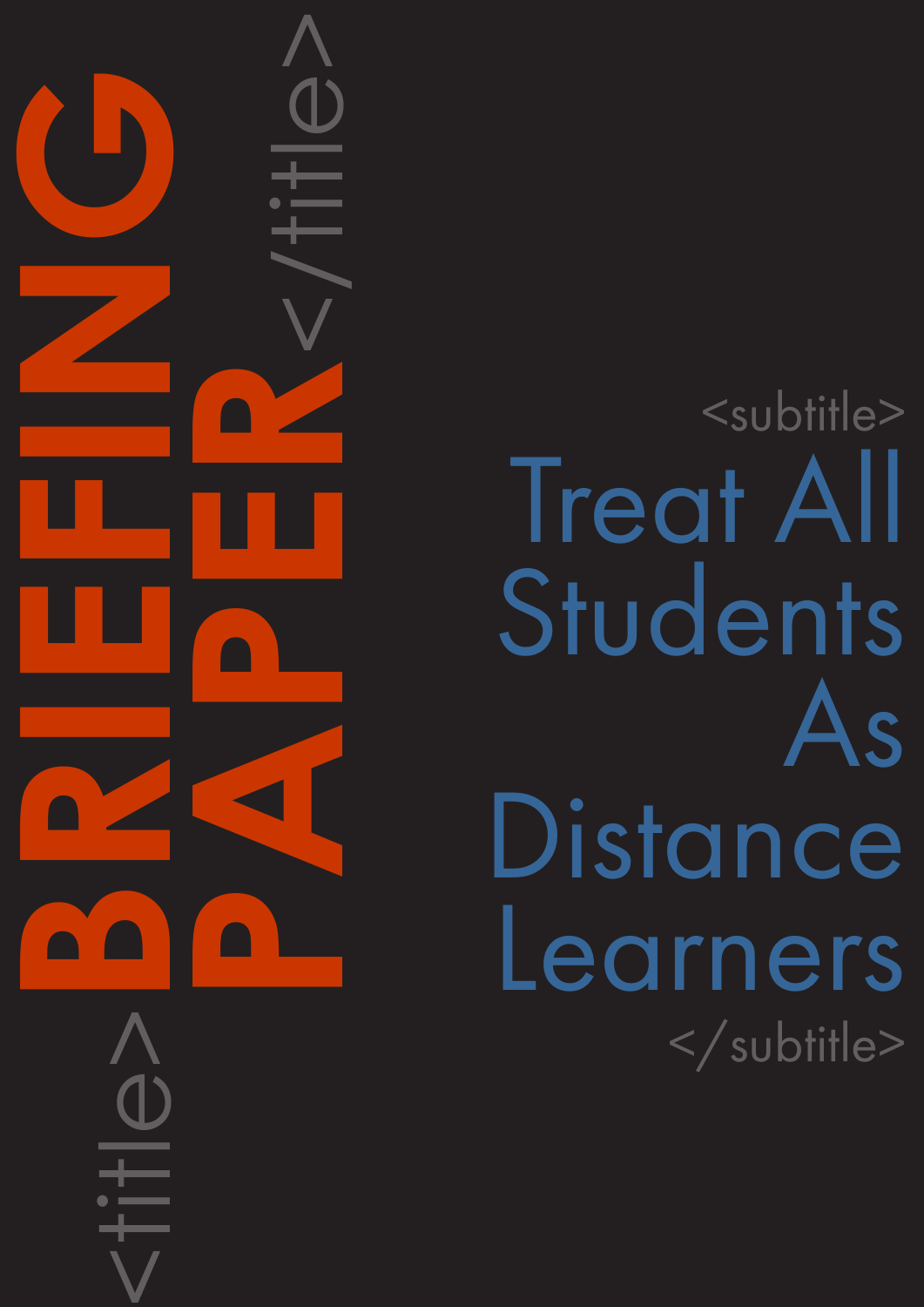# BRIEFING PAPER

## Treat All Students As Distance Learners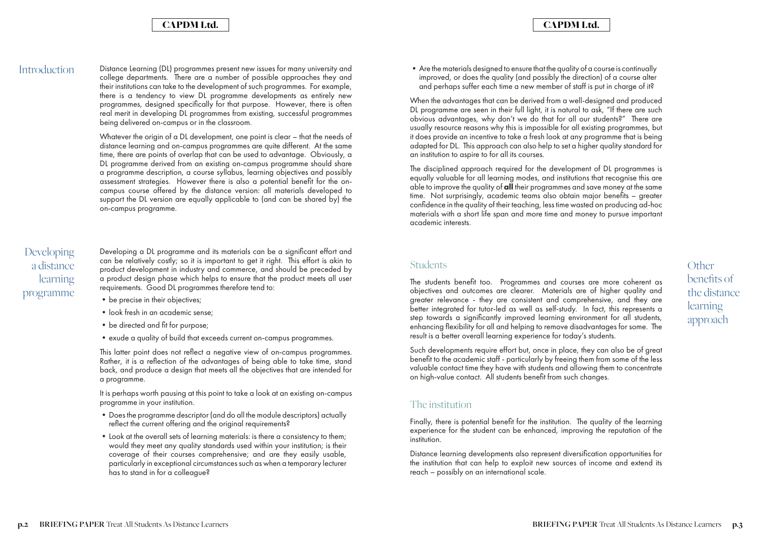## Introduction

Distance Learning (DL) programmes present new issues for many university and college departments. There are a number of possible approaches they and their institutions can take to the development of such programmes. For example, there is a tendency to view DL programme developments as entirely new programmes, designed specifically for that purpose. However, there is often real merit in developing DL programmes from existing, successful programmes being delivered on-campus or in the classroom.

Whatever the origin of a DL development, one point is clear – that the needs of distance learning and on-campus programmes are quite different. At the same time, there are points of overlap that can be used to advantage. Obviously, a DL programme derived from an existing on-campus programme should share a programme description, a course syllabus, learning objectives and possibly assessment strategies. However there is also a potential benefit for the on-campus course offered by the distance version: all materials developed to support the DL version are equally applicable to (and can be shared by) the on-campus programme.

## Developing a distance learning programme

Developing a DL programme and its materials can be a significant effort and can be relatively costly; so it is important to get it right. This effort is akin to product development in industry and commerce, and should be preceded by a product design phase which helps to ensure that the product meets all user requirements. Good DL programmes therefore tend to:

- be precise in their objectives;
- look fresh in an academic sense;
- be directed and fit for purpose;
- exude a quality of build that exceeds current on-campus programmes.

This latter point does not reflect a negative view of on-campus programmes. Rather, it is a reflection of the advantages of being able to take time, stand back, and produce a design that meets all the objectives that are intended for a programme.

It is perhaps worth pausing at this point to take a look at an existing on-campus programme in your institution.

- Does the programme descriptor (and do all the module descriptors) actually reflect the current offering and the original requirements?
- Look at the overall sets of learning materials: is there a consistency to them; would they meet any quality standards used within your institution; is their coverage of their courses comprehensive; and are they easily usable, particularly in exceptional circumstances such as when a temporary lecturer has to stand in for a colleague?
- Are the materials designed to ensure that the quality of a course is continually improved, or does the quality (and possibly the direction) of a course alter and perhaps suffer each time a new member of staff is put in charge of it?

When the advantages that can be derived from a well-designed and produced DL programme are seen in their full light, it is natural to ask, "If there are such obvious advantages, why don't we do that for all our students?" There are usually resource reasons why this is impossible for all existing programmes, but it does provide an incentive to take a fresh look at any programme that is being adapted for DL. This approach can also help to set a higher quality standard for an institution to aspire to for all its courses.

The disciplined approach required for the development of DL programmes is equally valuable for all learning modes, and institutions that recognise this are able to improve the quality of **all** their programmes and save money at the same time. Not surprisingly, academic teams also obtain major benefits – greater confidence in the quality of their teaching, less time wasted on producing ad-hoc materials with a short life span and more time and money to pursue important academic interests.

## Other benefits of the distance learning approach

### Students

The students benefit too. Programmes and courses are more coherent as objectives and outcomes are clearer. Materials are of higher quality and greater relevance - they are consistent and comprehensive, and they are better integrated for tutor-led as well as self-study. In fact, this represents a step towards a significantly improved learning environment for all students, enhancing flexibility for all and helping to remove disadvantages for some. The result is a better overall learning experience for today's students.

Such developments require effort but, once in place, they can also be of great benefit to the academic staff - particularly by freeing them from some of the less valuable contact time they have with students and allowing them to concentrate on high-value contact. All students benefit from such changes.

### The institution

Finally, there is potential benefit for the institution. The quality of the learning experience for the student can be enhanced, improving the reputation of the institution.

Distance learning developments also represent diversification opportunities for the institution that can help to exploit new sources of income and extend its reach – possibly on an international scale.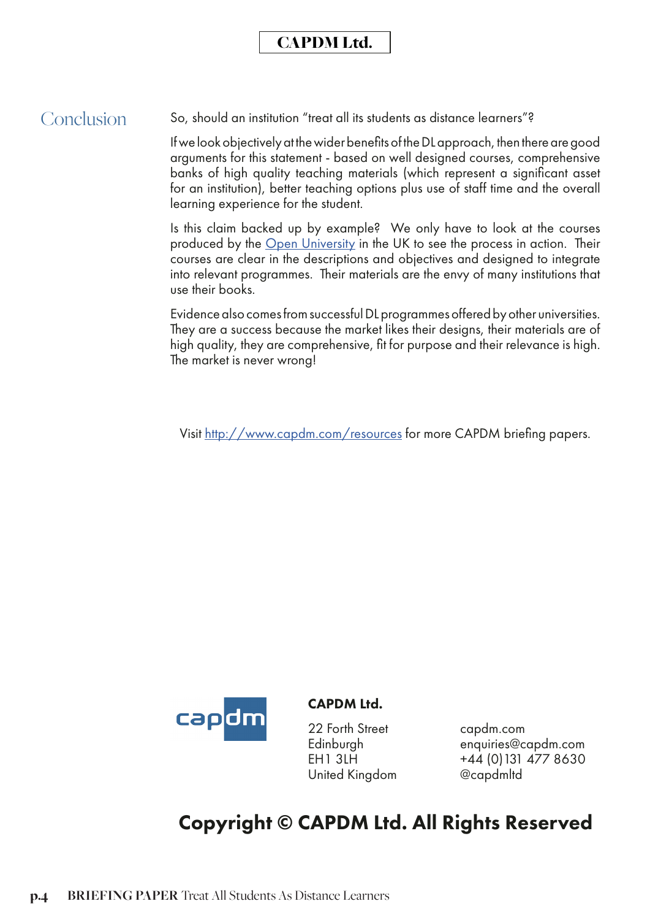## Conclusion

So, should an institution "treat all its students as distance learners"?

If we look objectively at the wider benefits of the DL approach, then there are good arguments for this statement - based on well designed courses, comprehensive banks of high quality teaching materials (which represent a significant asset for an institution), better teaching options plus use of staff time and the overall learning experience for the student.

Is this claim backed up by example? We only have to look at the courses produced by the Open University in the UK to see the process in action. Their courses are clear in the descriptions and objectives and designed to integrate into relevant programmes. Their materials are the envy of many institutions that use their books.

Evidence also comes from successful DL programmes offered by other universities. They are a success because the market likes their designs, their materials are of high quality, they are comprehensive, fit for purpose and their relevance is high. The market is never wrong!

Visit http://www.capdm.com/resources for more CAPDM briefing papers.

**CAPDM Ltd.**

22 Forth Street
Edinburgh
EH1 3LH
United Kingdom

capdm.com
enquiries@capdm.com
+44 (0)131 477 8630
@capdmltd

**Copyright © CAPDM Ltd. All Rights Reserved**